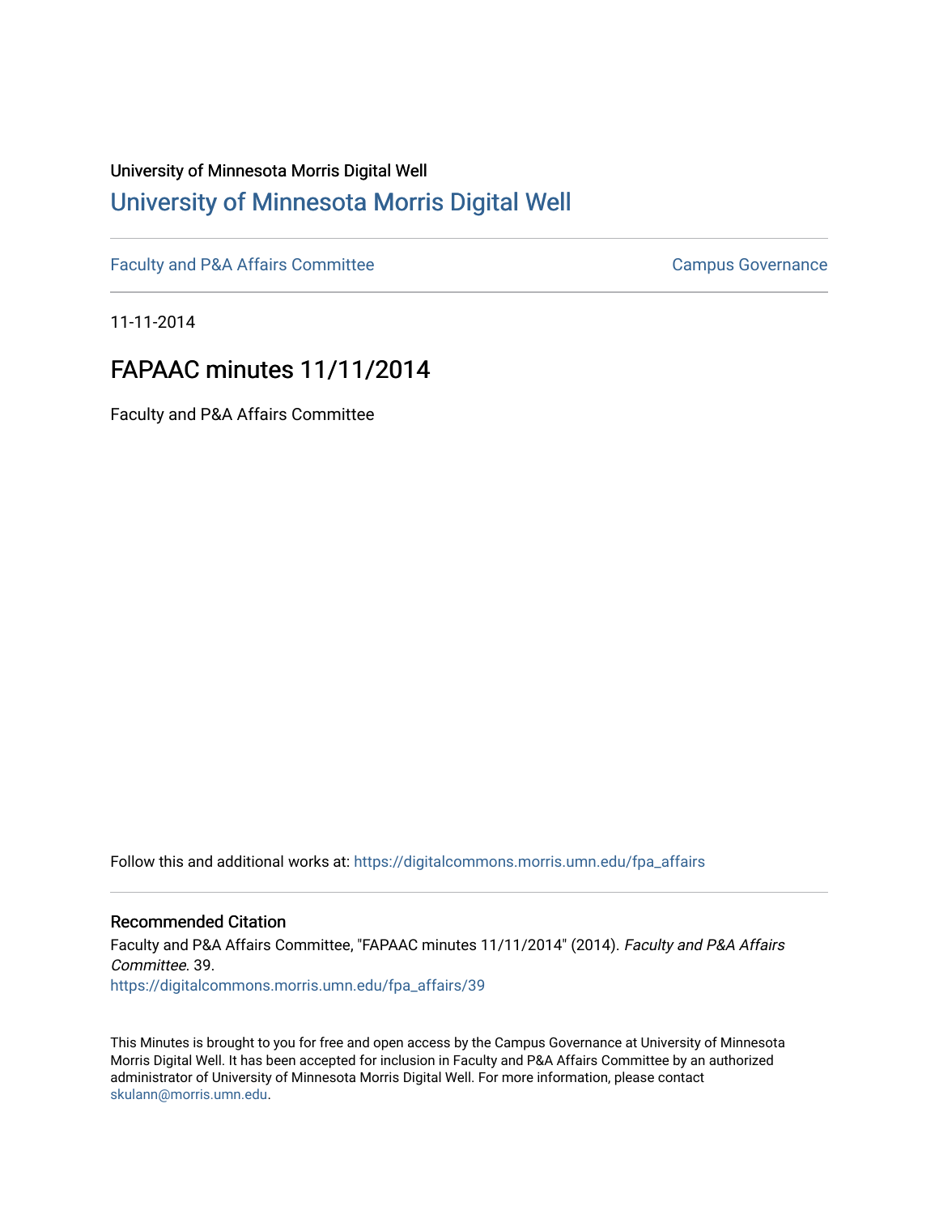University of Minnesota Morris Digital Well

# University of Minnesota Morris Digital Well

Faculty and P&A Affairs Committee

Campus Governance

11-11-2014

## FAPAAC minutes 11/11/2014

Faculty and P&A Affairs Committee

Follow this and additional works at: https://digitalcommons.morris.umn.edu/fpa_affairs

### Recommended Citation

Faculty and P&A Affairs Committee, "FAPAAC minutes 11/11/2014" (2014). *Faculty and P&A Affairs Committee*. 39.
https://digitalcommons.morris.umn.edu/fpa_affairs/39

This Minutes is brought to you for free and open access by the Campus Governance at University of Minnesota Morris Digital Well. It has been accepted for inclusion in Faculty and P&A Affairs Committee by an authorized administrator of University of Minnesota Morris Digital Well. For more information, please contact skulann@morris.umn.edu.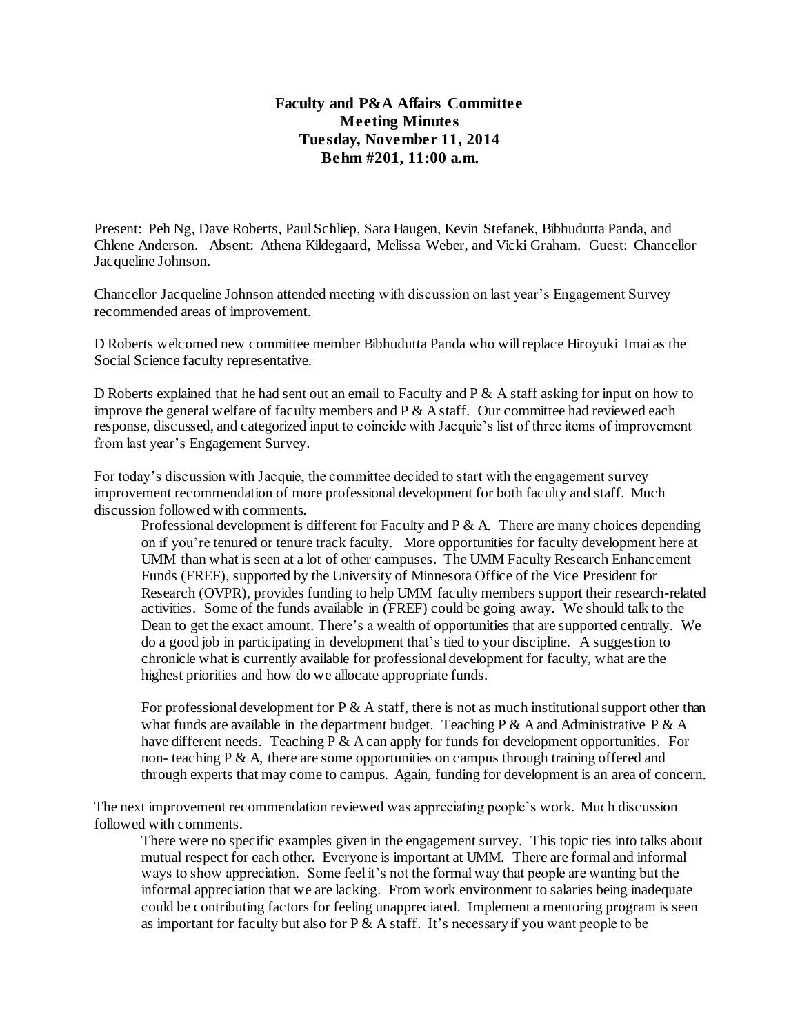**Faculty and P&A Affairs Committee**
**Meeting Minutes**
**Tuesday, November 11, 2014**
**Behm #201, 11:00 a.m.**

Present: Peh Ng, Dave Roberts, Paul Schliep, Sara Haugen, Kevin Stefanek, Bibhudutta Panda, and Chlene Anderson. Absent: Athena Kildegaard, Melissa Weber, and Vicki Graham. Guest: Chancellor Jacqueline Johnson.

Chancellor Jacqueline Johnson attended meeting with discussion on last year's Engagement Survey recommended areas of improvement.

D Roberts welcomed new committee member Bibhudutta Panda who will replace Hiroyuki Imai as the Social Science faculty representative.

D Roberts explained that he had sent out an email to Faculty and P & A staff asking for input on how to improve the general welfare of faculty members and P & A staff. Our committee had reviewed each response, discussed, and categorized input to coincide with Jacquie's list of three items of improvement from last year's Engagement Survey.

For today's discussion with Jacquie, the committee decided to start with the engagement survey improvement recommendation of more professional development for both faculty and staff. Much discussion followed with comments.

> Professional development is different for Faculty and P & A. There are many choices depending on if you're tenured or tenure track faculty. More opportunities for faculty development here at UMM than what is seen at a lot of other campuses. The UMM Faculty Research Enhancement Funds (FREF), supported by the University of Minnesota Office of the Vice President for Research (OVPR), provides funding to help UMM faculty members support their research-related activities. Some of the funds available in (FREF) could be going away. We should talk to the Dean to get the exact amount. There's a wealth of opportunities that are supported centrally. We do a good job in participating in development that's tied to your discipline. A suggestion to chronicle what is currently available for professional development for faculty, what are the highest priorities and how do we allocate appropriate funds.
>
> For professional development for P & A staff, there is not as much institutional support other than what funds are available in the department budget. Teaching P & A and Administrative P & A have different needs. Teaching P & A can apply for funds for development opportunities. For non- teaching P & A, there are some opportunities on campus through training offered and through experts that may come to campus. Again, funding for development is an area of concern.

The next improvement recommendation reviewed was appreciating people's work. Much discussion followed with comments.

> There were no specific examples given in the engagement survey. This topic ties into talks about mutual respect for each other. Everyone is important at UMM. There are formal and informal ways to show appreciation. Some feel it's not the formal way that people are wanting but the informal appreciation that we are lacking. From work environment to salaries being inadequate could be contributing factors for feeling unappreciated. Implement a mentoring program is seen as important for faculty but also for P & A staff. It's necessary if you want people to be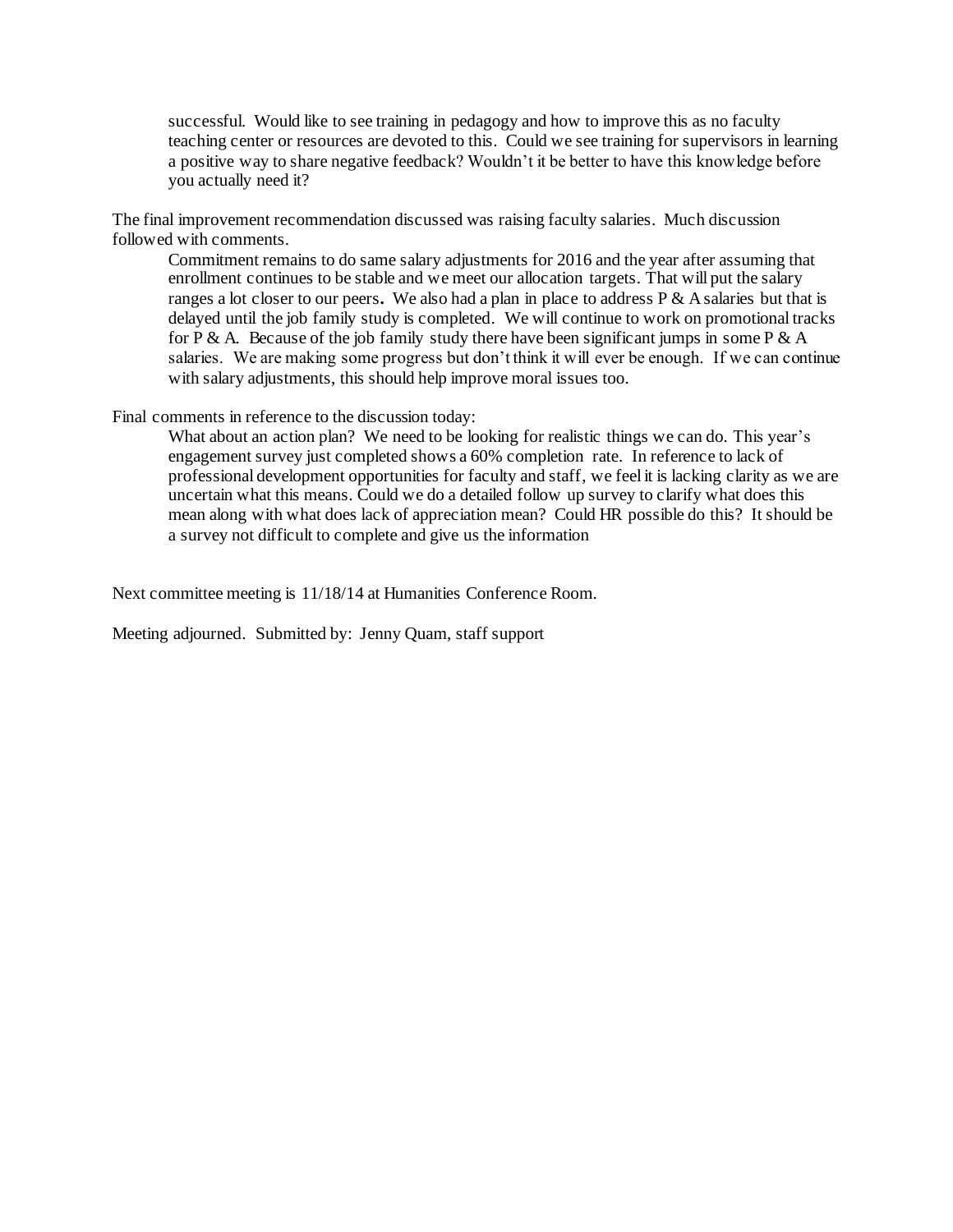successful. Would like to see training in pedagogy and how to improve this as no faculty teaching center or resources are devoted to this. Could we see training for supervisors in learning a positive way to share negative feedback? Wouldn't it be better to have this knowledge before you actually need it?

The final improvement recommendation discussed was raising faculty salaries. Much discussion followed with comments.

> Commitment remains to do same salary adjustments for 2016 and the year after assuming that enrollment continues to be stable and we meet our allocation targets. That will put the salary ranges a lot closer to our peers**.** We also had a plan in place to address P & A salaries but that is delayed until the job family study is completed. We will continue to work on promotional tracks for P & A. Because of the job family study there have been significant jumps in some P & A salaries. We are making some progress but don't think it will ever be enough. If we can continue with salary adjustments, this should help improve moral issues too.

Final comments in reference to the discussion today:

> What about an action plan? We need to be looking for realistic things we can do. This year's engagement survey just completed shows a 60% completion rate. In reference to lack of professional development opportunities for faculty and staff, we feel it is lacking clarity as we are uncertain what this means. Could we do a detailed follow up survey to clarify what does this mean along with what does lack of appreciation mean? Could HR possible do this? It should be a survey not difficult to complete and give us the information

Next committee meeting is 11/18/14 at Humanities Conference Room.

Meeting adjourned. Submitted by: Jenny Quam, staff support